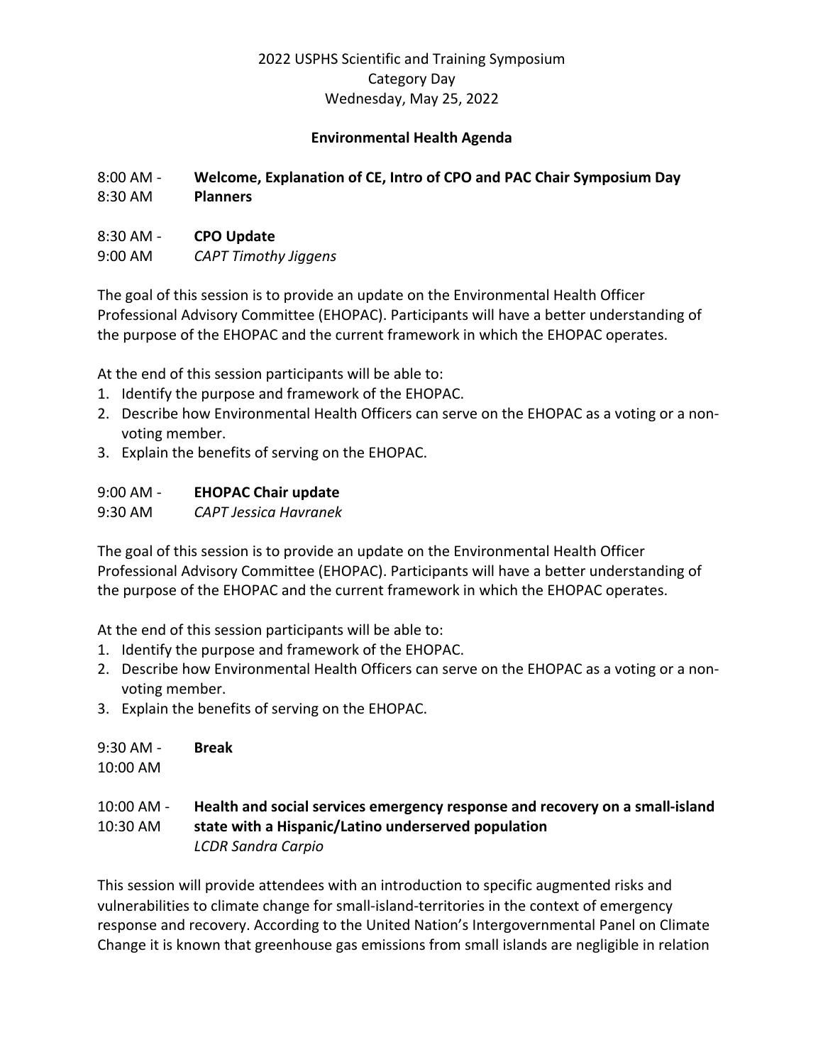2022 USPHS Scientific and Training Symposium
Category Day
Wednesday, May 25, 2022

## Environmental Health Agenda

8:00 AM - 8:30 AM **Welcome, Explanation of CE, Intro of CPO and PAC Chair Symposium Day Planners**

8:30 AM - 9:00 AM **CPO Update**
*CAPT Timothy Jiggens*

The goal of this session is to provide an update on the Environmental Health Officer Professional Advisory Committee (EHOPAC). Participants will have a better understanding of the purpose of the EHOPAC and the current framework in which the EHOPAC operates.

At the end of this session participants will be able to:

1. Identify the purpose and framework of the EHOPAC.
2. Describe how Environmental Health Officers can serve on the EHOPAC as a voting or a non-voting member.
3. Explain the benefits of serving on the EHOPAC.

9:00 AM - 9:30 AM **EHOPAC Chair update**
*CAPT Jessica Havranek*

The goal of this session is to provide an update on the Environmental Health Officer Professional Advisory Committee (EHOPAC). Participants will have a better understanding of the purpose of the EHOPAC and the current framework in which the EHOPAC operates.

At the end of this session participants will be able to:

1. Identify the purpose and framework of the EHOPAC.
2. Describe how Environmental Health Officers can serve on the EHOPAC as a voting or a non-voting member.
3. Explain the benefits of serving on the EHOPAC.

9:30 AM - 10:00 AM **Break**

10:00 AM - 10:30 AM **Health and social services emergency response and recovery on a small-island state with a Hispanic/Latino underserved population**
*LCDR Sandra Carpio*

This session will provide attendees with an introduction to specific augmented risks and vulnerabilities to climate change for small-island-territories in the context of emergency response and recovery. According to the United Nation's Intergovernmental Panel on Climate Change it is known that greenhouse gas emissions from small islands are negligible in relation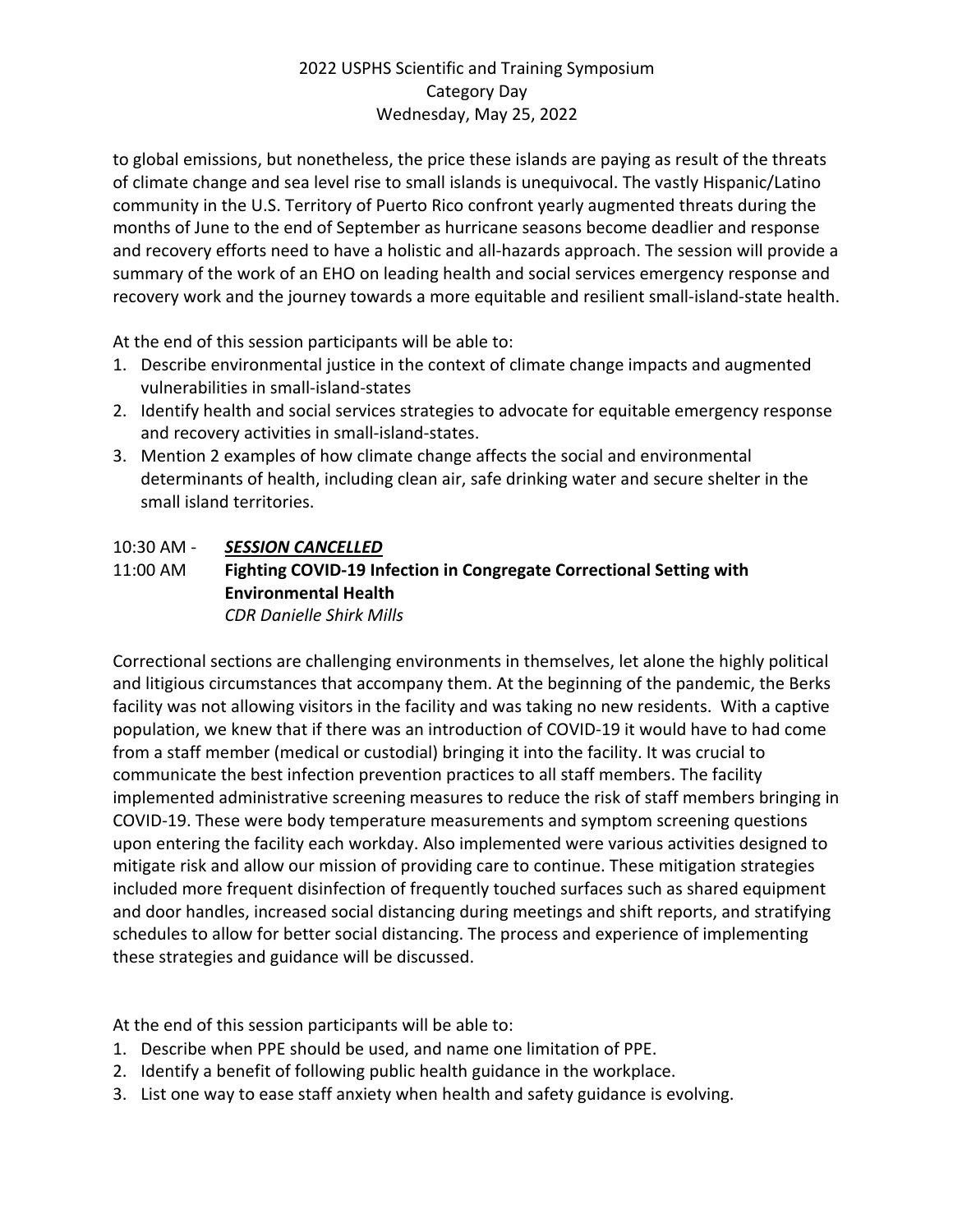to global emissions, but nonetheless, the price these islands are paying as result of the threats of climate change and sea level rise to small islands is unequivocal. The vastly Hispanic/Latino community in the U.S. Territory of Puerto Rico confront yearly augmented threats during the months of June to the end of September as hurricane seasons become deadlier and response and recovery efforts need to have a holistic and all-hazards approach. The session will provide a summary of the work of an EHO on leading health and social services emergency response and recovery work and the journey towards a more equitable and resilient small-island-state health.

At the end of this session participants will be able to:

1. Describe environmental justice in the context of climate change impacts and augmented vulnerabilities in small-island-states
2. Identify health and social services strategies to advocate for equitable emergency response and recovery activities in small-island-states.
3. Mention 2 examples of how climate change affects the social and environmental determinants of health, including clean air, safe drinking water and secure shelter in the small island territories.

10:30 AM - 11:00 AM **_SESSION CANCELLED_**
**Fighting COVID-19 Infection in Congregate Correctional Setting with Environmental Health**
*CDR Danielle Shirk Mills*

Correctional sections are challenging environments in themselves, let alone the highly political and litigious circumstances that accompany them. At the beginning of the pandemic, the Berks facility was not allowing visitors in the facility and was taking no new residents. With a captive population, we knew that if there was an introduction of COVID-19 it would have to had come from a staff member (medical or custodial) bringing it into the facility. It was crucial to communicate the best infection prevention practices to all staff members. The facility implemented administrative screening measures to reduce the risk of staff members bringing in COVID-19. These were body temperature measurements and symptom screening questions upon entering the facility each workday. Also implemented were various activities designed to mitigate risk and allow our mission of providing care to continue. These mitigation strategies included more frequent disinfection of frequently touched surfaces such as shared equipment and door handles, increased social distancing during meetings and shift reports, and stratifying schedules to allow for better social distancing. The process and experience of implementing these strategies and guidance will be discussed.

At the end of this session participants will be able to:

1. Describe when PPE should be used, and name one limitation of PPE.
2. Identify a benefit of following public health guidance in the workplace.
3. List one way to ease staff anxiety when health and safety guidance is evolving.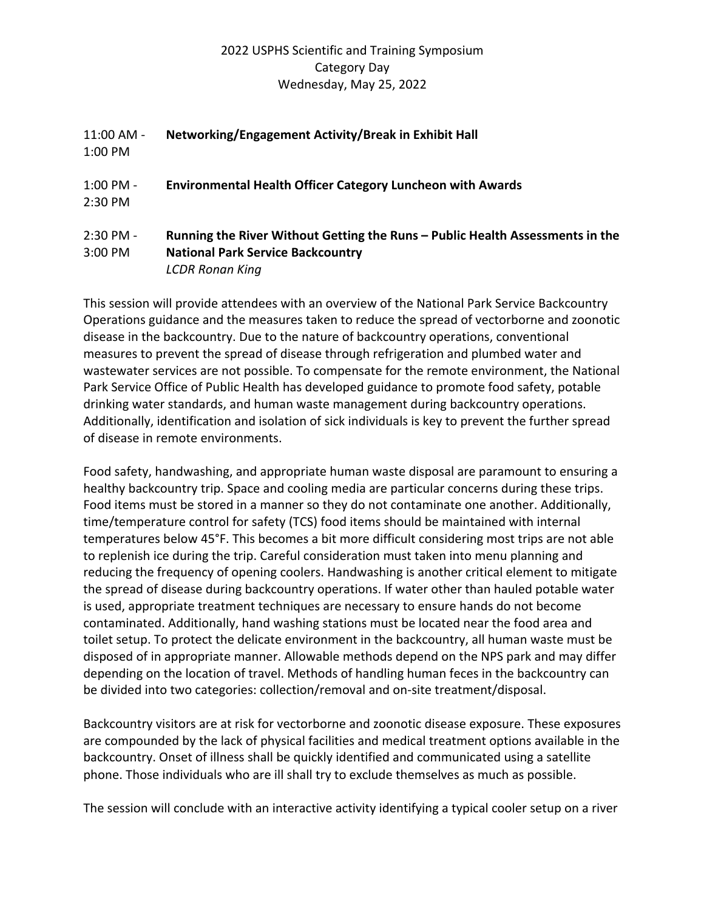2022 USPHS Scientific and Training Symposium
Category Day
Wednesday, May 25, 2022

11:00 AM - 1:00 PM **Networking/Engagement Activity/Break in Exhibit Hall**

1:00 PM - 2:30 PM **Environmental Health Officer Category Luncheon with Awards**

2:30 PM - 3:00 PM **Running the River Without Getting the Runs – Public Health Assessments in the National Park Service Backcountry**
*LCDR Ronan King*

This session will provide attendees with an overview of the National Park Service Backcountry Operations guidance and the measures taken to reduce the spread of vectorborne and zoonotic disease in the backcountry. Due to the nature of backcountry operations, conventional measures to prevent the spread of disease through refrigeration and plumbed water and wastewater services are not possible. To compensate for the remote environment, the National Park Service Office of Public Health has developed guidance to promote food safety, potable drinking water standards, and human waste management during backcountry operations. Additionally, identification and isolation of sick individuals is key to prevent the further spread of disease in remote environments.

Food safety, handwashing, and appropriate human waste disposal are paramount to ensuring a healthy backcountry trip. Space and cooling media are particular concerns during these trips. Food items must be stored in a manner so they do not contaminate one another. Additionally, time/temperature control for safety (TCS) food items should be maintained with internal temperatures below 45°F. This becomes a bit more difficult considering most trips are not able to replenish ice during the trip. Careful consideration must taken into menu planning and reducing the frequency of opening coolers. Handwashing is another critical element to mitigate the spread of disease during backcountry operations. If water other than hauled potable water is used, appropriate treatment techniques are necessary to ensure hands do not become contaminated. Additionally, hand washing stations must be located near the food area and toilet setup. To protect the delicate environment in the backcountry, all human waste must be disposed of in appropriate manner. Allowable methods depend on the NPS park and may differ depending on the location of travel. Methods of handling human feces in the backcountry can be divided into two categories: collection/removal and on-site treatment/disposal.

Backcountry visitors are at risk for vectorborne and zoonotic disease exposure. These exposures are compounded by the lack of physical facilities and medical treatment options available in the backcountry. Onset of illness shall be quickly identified and communicated using a satellite phone. Those individuals who are ill shall try to exclude themselves as much as possible.

The session will conclude with an interactive activity identifying a typical cooler setup on a river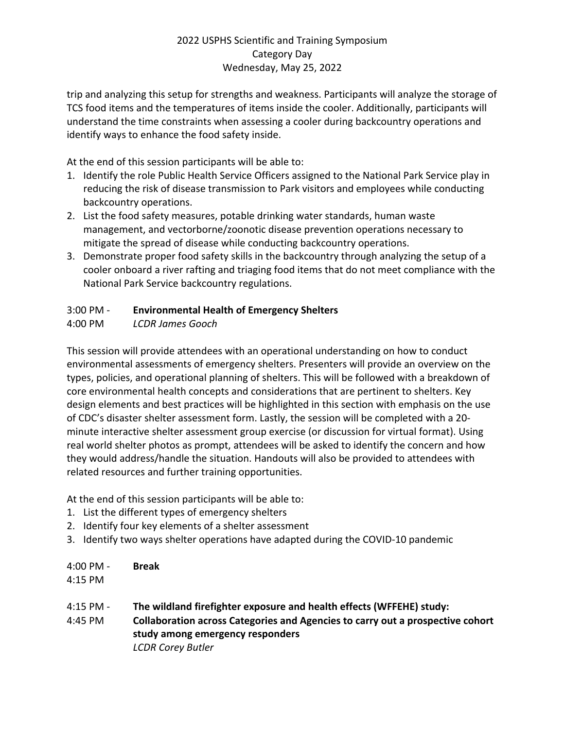trip and analyzing this setup for strengths and weakness. Participants will analyze the storage of TCS food items and the temperatures of items inside the cooler. Additionally, participants will understand the time constraints when assessing a cooler during backcountry operations and identify ways to enhance the food safety inside.

At the end of this session participants will be able to:

1. Identify the role Public Health Service Officers assigned to the National Park Service play in reducing the risk of disease transmission to Park visitors and employees while conducting backcountry operations.
2. List the food safety measures, potable drinking water standards, human waste management, and vectorborne/zoonotic disease prevention operations necessary to mitigate the spread of disease while conducting backcountry operations.
3. Demonstrate proper food safety skills in the backcountry through analyzing the setup of a cooler onboard a river rafting and triaging food items that do not meet compliance with the National Park Service backcountry regulations.

3:00 PM - 4:00 PM **Environmental Health of Emergency Shelters**
*LCDR James Gooch*

This session will provide attendees with an operational understanding on how to conduct environmental assessments of emergency shelters. Presenters will provide an overview on the types, policies, and operational planning of shelters. This will be followed with a breakdown of core environmental health concepts and considerations that are pertinent to shelters. Key design elements and best practices will be highlighted in this section with emphasis on the use of CDC's disaster shelter assessment form. Lastly, the session will be completed with a 20-minute interactive shelter assessment group exercise (or discussion for virtual format). Using real world shelter photos as prompt, attendees will be asked to identify the concern and how they would address/handle the situation. Handouts will also be provided to attendees with related resources and further training opportunities.

At the end of this session participants will be able to:

1. List the different types of emergency shelters
2. Identify four key elements of a shelter assessment
3. Identify two ways shelter operations have adapted during the COVID-10 pandemic

4:00 PM - 4:15 PM **Break**

4:15 PM - 4:45 PM **The wildland firefighter exposure and health effects (WFFEHE) study: Collaboration across Categories and Agencies to carry out a prospective cohort study among emergency responders**
*LCDR Corey Butler*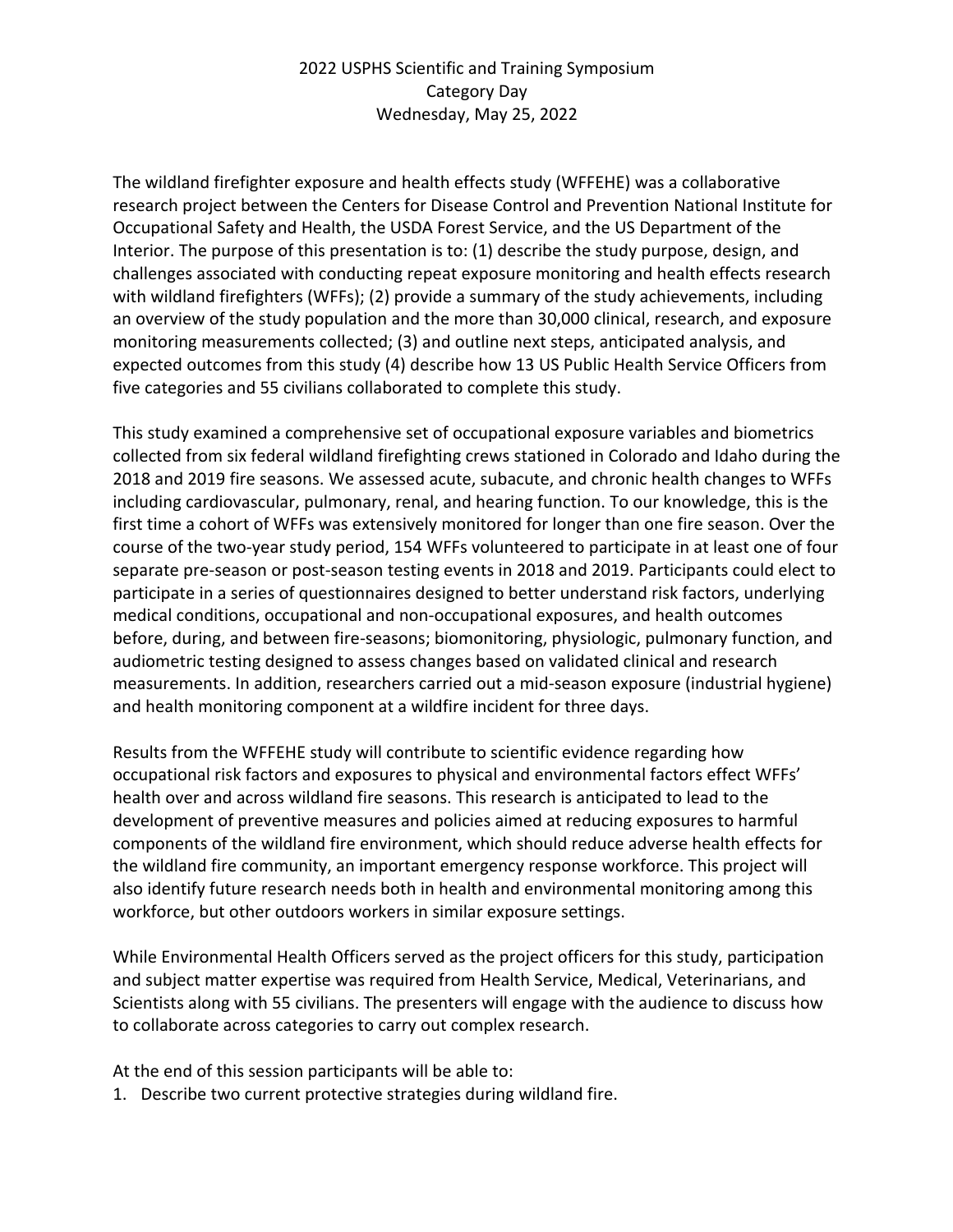2022 USPHS Scientific and Training Symposium
Category Day
Wednesday, May 25, 2022

The wildland firefighter exposure and health effects study (WFFEHE) was a collaborative research project between the Centers for Disease Control and Prevention National Institute for Occupational Safety and Health, the USDA Forest Service, and the US Department of the Interior. The purpose of this presentation is to: (1) describe the study purpose, design, and challenges associated with conducting repeat exposure monitoring and health effects research with wildland firefighters (WFFs); (2) provide a summary of the study achievements, including an overview of the study population and the more than 30,000 clinical, research, and exposure monitoring measurements collected; (3) and outline next steps, anticipated analysis, and expected outcomes from this study (4) describe how 13 US Public Health Service Officers from five categories and 55 civilians collaborated to complete this study.

This study examined a comprehensive set of occupational exposure variables and biometrics collected from six federal wildland firefighting crews stationed in Colorado and Idaho during the 2018 and 2019 fire seasons. We assessed acute, subacute, and chronic health changes to WFFs including cardiovascular, pulmonary, renal, and hearing function. To our knowledge, this is the first time a cohort of WFFs was extensively monitored for longer than one fire season. Over the course of the two-year study period, 154 WFFs volunteered to participate in at least one of four separate pre-season or post-season testing events in 2018 and 2019. Participants could elect to participate in a series of questionnaires designed to better understand risk factors, underlying medical conditions, occupational and non-occupational exposures, and health outcomes before, during, and between fire-seasons; biomonitoring, physiologic, pulmonary function, and audiometric testing designed to assess changes based on validated clinical and research measurements. In addition, researchers carried out a mid-season exposure (industrial hygiene) and health monitoring component at a wildfire incident for three days.

Results from the WFFEHE study will contribute to scientific evidence regarding how occupational risk factors and exposures to physical and environmental factors effect WFFs' health over and across wildland fire seasons. This research is anticipated to lead to the development of preventive measures and policies aimed at reducing exposures to harmful components of the wildland fire environment, which should reduce adverse health effects for the wildland fire community, an important emergency response workforce. This project will also identify future research needs both in health and environmental monitoring among this workforce, but other outdoors workers in similar exposure settings.

While Environmental Health Officers served as the project officers for this study, participation and subject matter expertise was required from Health Service, Medical, Veterinarians, and Scientists along with 55 civilians. The presenters will engage with the audience to discuss how to collaborate across categories to carry out complex research.

At the end of this session participants will be able to:

1. Describe two current protective strategies during wildland fire.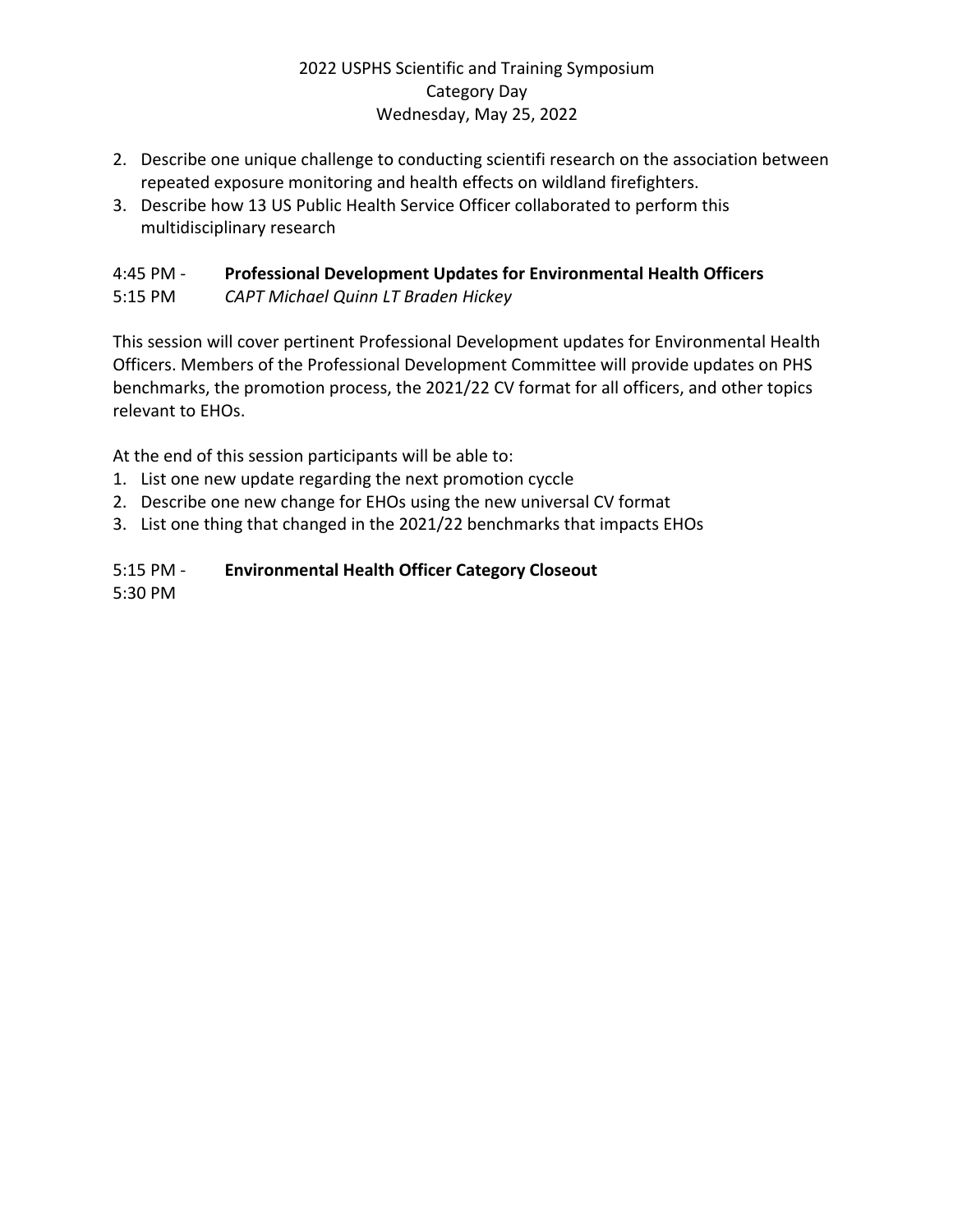2. Describe one unique challenge to conducting scientifi research on the association between repeated exposure monitoring and health effects on wildland firefighters.
3. Describe how 13 US Public Health Service Officer collaborated to perform this multidisciplinary research

4:45 PM - 5:15 PM **Professional Development Updates for Environmental Health Officers**
*CAPT Michael Quinn LT Braden Hickey*

This session will cover pertinent Professional Development updates for Environmental Health Officers. Members of the Professional Development Committee will provide updates on PHS benchmarks, the promotion process, the 2021/22 CV format for all officers, and other topics relevant to EHOs.

At the end of this session participants will be able to:

1. List one new update regarding the next promotion cyccle
2. Describe one new change for EHOs using the new universal CV format
3. List one thing that changed in the 2021/22 benchmarks that impacts EHOs

5:15 PM - 5:30 PM **Environmental Health Officer Category Closeout**